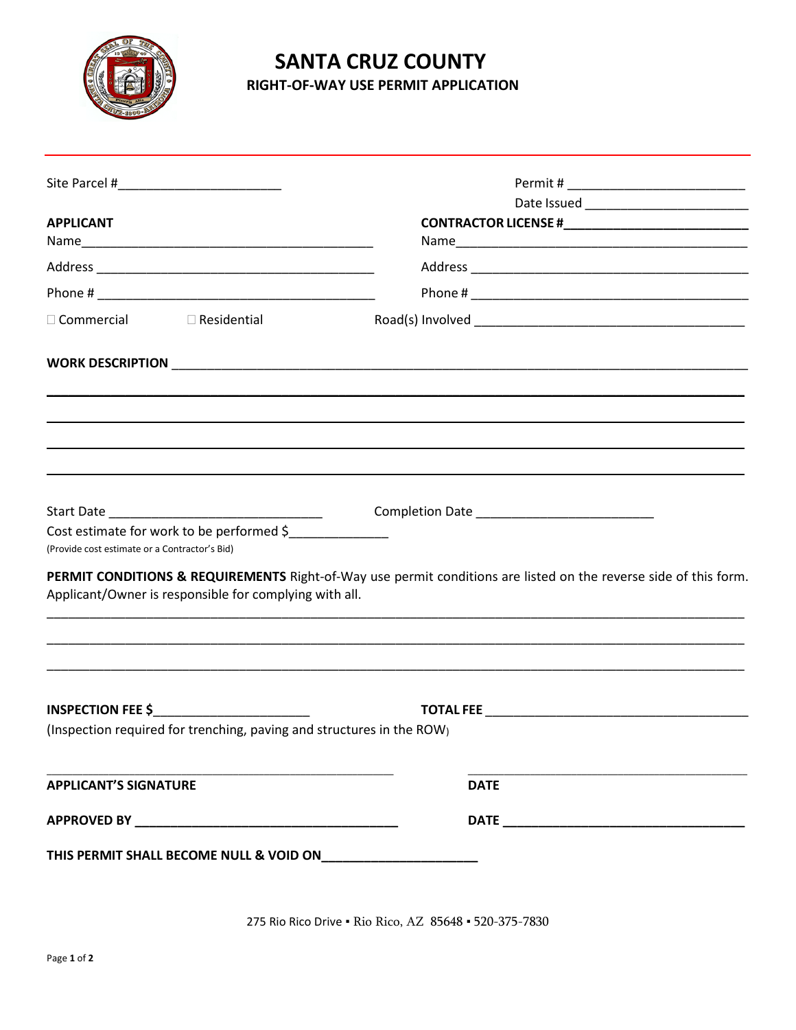# SANTA CRUZ COUNTY

## RIGHT-OF-WAY USE PERMIT APPLICATION

Site Parcel #______________________

Permit # ________________________

Date Issued ______________________

**APPLICANT**

Name_________________________________________

Address _______________________________________

Phone # _______________________________________

☐ Commercial ☐ Residential

**CONTRACTOR LICENSE #________________________**

Name_________________________________________

Address _______________________________________

Phone # _______________________________________

Road(s) Involved ____________________________________

**WORK DESCRIPTION** ______________________________________________________________________________

______________________________________________________________________________

______________________________________________________________________________

______________________________________________________________________________

______________________________________________________________________________

Start Date ____________________________ Completion Date _______________________

Cost estimate for work to be performed $_____________

(Provide cost estimate or a Contractor's Bid)

**PERMIT CONDITIONS & REQUIREMENTS** Right-of-Way use permit conditions are listed on the reverse side of this form. Applicant/Owner is responsible for complying with all.

______________________________________________________________________________

______________________________________________________________________________

______________________________________________________________________________

**INSPECTION FEE $**_____________________ **TOTAL FEE** ____________________________________

(Inspection required for trenching, paving and structures in the ROW)

_______________________________________________ _______________________________________

**APPLICANT'S SIGNATURE** **DATE**

**APPROVED BY ____________________________________ DATE _________________________________**

**THIS PERMIT SHALL BECOME NULL & VOID ON_____________________**

275 Rio Rico Drive ▪ Rio Rico, AZ 85648 ▪ 520-375-7830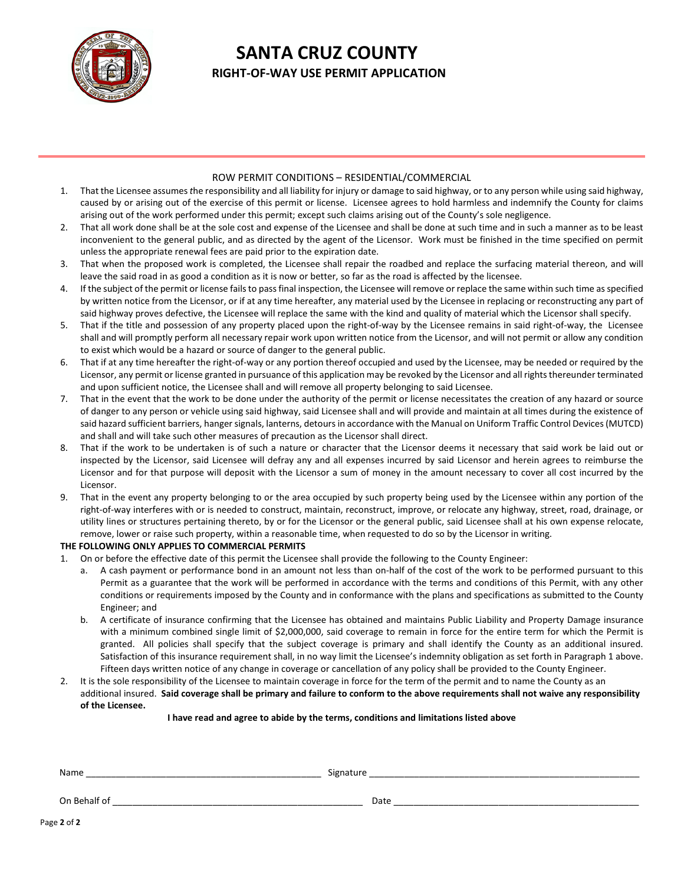# SANTA CRUZ COUNTY

## RIGHT-OF-WAY USE PERMIT APPLICATION

### ROW PERMIT CONDITIONS – RESIDENTIAL/COMMERCIAL

1. That the Licensee assumes the responsibility and all liability for injury or damage to said highway, or to any person while using said highway, caused by or arising out of the exercise of this permit or license. Licensee agrees to hold harmless and indemnify the County for claims arising out of the work performed under this permit; except such claims arising out of the County's sole negligence.
2. That all work done shall be at the sole cost and expense of the Licensee and shall be done at such time and in such a manner as to be least inconvenient to the general public, and as directed by the agent of the Licensor. Work must be finished in the time specified on permit unless the appropriate renewal fees are paid prior to the expiration date.
3. That when the proposed work is completed, the Licensee shall repair the roadbed and replace the surfacing material thereon, and will leave the said road in as good a condition as it is now or better, so far as the road is affected by the licensee.
4. If the subject of the permit or license fails to pass final inspection, the Licensee will remove or replace the same within such time as specified by written notice from the Licensor, or if at any time hereafter, any material used by the Licensee in replacing or reconstructing any part of said highway proves defective, the Licensee will replace the same with the kind and quality of material which the Licensor shall specify.
5. That if the title and possession of any property placed upon the right-of-way by the Licensee remains in said right-of-way, the Licensee shall and will promptly perform all necessary repair work upon written notice from the Licensor, and will not permit or allow any condition to exist which would be a hazard or source of danger to the general public.
6. That if at any time hereafter the right-of-way or any portion thereof occupied and used by the Licensee, may be needed or required by the Licensor, any permit or license granted in pursuance of this application may be revoked by the Licensor and all rights thereunder terminated and upon sufficient notice, the Licensee shall and will remove all property belonging to said Licensee.
7. That in the event that the work to be done under the authority of the permit or license necessitates the creation of any hazard or source of danger to any person or vehicle using said highway, said Licensee shall and will provide and maintain at all times during the existence of said hazard sufficient barriers, hanger signals, lanterns, detours in accordance with the Manual on Uniform Traffic Control Devices (MUTCD) and shall and will take such other measures of precaution as the Licensor shall direct.
8. That if the work to be undertaken is of such a nature or character that the Licensor deems it necessary that said work be laid out or inspected by the Licensor, said Licensee will defray any and all expenses incurred by said Licensor and herein agrees to reimburse the Licensor and for that purpose will deposit with the Licensor a sum of money in the amount necessary to cover all cost incurred by the Licensor.
9. That in the event any property belonging to or the area occupied by such property being used by the Licensee within any portion of the right-of-way interferes with or is needed to construct, maintain, reconstruct, improve, or relocate any highway, street, road, drainage, or utility lines or structures pertaining thereto, by or for the Licensor or the general public, said Licensee shall at his own expense relocate, remove, lower or raise such property, within a reasonable time, when requested to do so by the Licensor in writing.

**THE FOLLOWING ONLY APPLIES TO COMMERCIAL PERMITS**

1. On or before the effective date of this permit the Licensee shall provide the following to the County Engineer:
   a. A cash payment or performance bond in an amount not less than on-half of the cost of the work to be performed pursuant to this Permit as a guarantee that the work will be performed in accordance with the terms and conditions of this Permit, with any other conditions or requirements imposed by the County and in conformance with the plans and specifications as submitted to the County Engineer; and
   b. A certificate of insurance confirming that the Licensee has obtained and maintains Public Liability and Property Damage insurance with a minimum combined single limit of $2,000,000, said coverage to remain in force for the entire term for which the Permit is granted. All policies shall specify that the subject coverage is primary and shall identify the County as an additional insured. Satisfaction of this insurance requirement shall, in no way limit the Licensee's indemnity obligation as set forth in Paragraph 1 above. Fifteen days written notice of any change in coverage or cancellation of any policy shall be provided to the County Engineer.
2. It is the sole responsibility of the Licensee to maintain coverage in force for the term of the permit and to name the County as an additional insured. **Said coverage shall be primary and failure to conform to the above requirements shall not waive any responsibility of the Licensee.**

**I have read and agree to abide by the terms, conditions and limitations listed above**

Name ______________________________ Signature ______________________________

On Behalf of ______________________________ Date ______________________________